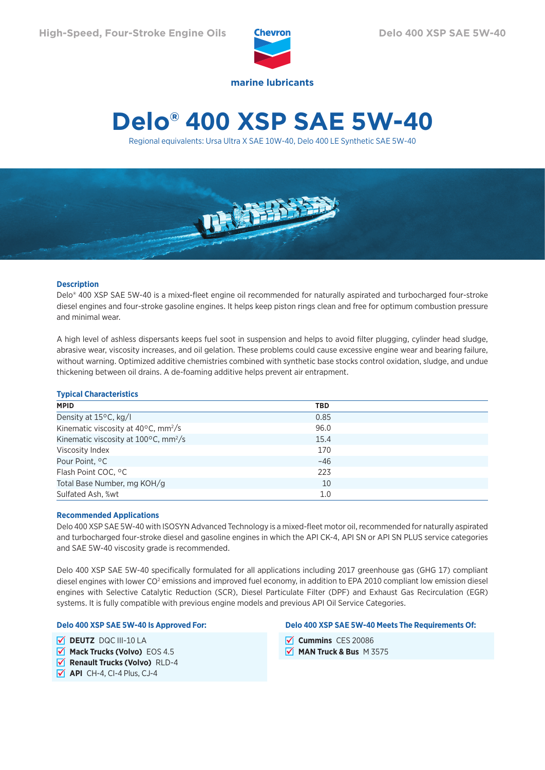# Delo® 400 XSP SAE 5W-40

Regional equivalents: Ursa Ultra X SAE 10W-40, Delo 400 LE Synthetic SAE 5W-40

### Description

Delo® 400 XSP SAE 5W-40 is a mixed-fleet engine oil recommended for naturally aspirated and turbocharged four-stroke diesel engines and four-stroke gasoline engines. It helps keep piston rings clean and free for optimum combustion pressure and minimal wear.

A high level of ashless dispersants keeps fuel soot in suspension and helps to avoid filter plugging, cylinder head sludge, abrasive wear, viscosity increases, and oil gelation. These problems could cause excessive engine wear and bearing failure, without warning. Optimized additive chemistries combined with synthetic base stocks control oxidation, sludge, and undue thickening between oil drains. A de-foaming additive helps prevent air entrapment.

### Typical Characteristics

| MPID | TBD |
|---|---|
| Density at 15°C, kg/l | 0.85 |
| Kinematic viscosity at 40°C, $mm^2/s$ | 96.0 |
| Kinematic viscosity at 100°C, $mm^2/s$ | 15.4 |
| Viscosity Index | 170 |
| Pour Point, °C | −46 |
| Flash Point COC, °C | 223 |
| Total Base Number, mg KOH/g | 10 |
| Sulfated Ash, %wt | 1.0 |

### Recommended Applications

Delo 400 XSP SAE 5W-40 with ISOSYN Advanced Technology is a mixed-fleet motor oil, recommended for naturally aspirated and turbocharged four-stroke diesel and gasoline engines in which the API CK-4, API SN or API SN PLUS service categories and SAE 5W-40 viscosity grade is recommended.

Delo 400 XSP SAE 5W-40 specifically formulated for all applications including 2017 greenhouse gas (GHG 17) compliant diesel engines with lower $CO^2$ emissions and improved fuel economy, in addition to EPA 2010 compliant low emission diesel engines with Selective Catalytic Reduction (SCR), Diesel Particulate Filter (DPF) and Exhaust Gas Recirculation (EGR) systems. It is fully compatible with previous engine models and previous API Oil Service Categories.

### Delo 400 XSP SAE 5W-40 Is Approved For:

- **DEUTZ** DQC III-10 LA
- **Mack Trucks (Volvo)** EOS 4.5
- **Renault Trucks (Volvo)** RLD-4
- **API** CH-4, CI-4 Plus, CJ-4

### Delo 400 XSP SAE 5W-40 Meets The Requirements Of:

- **Cummins** CES 20086
- **MAN Truck & Bus** M 3575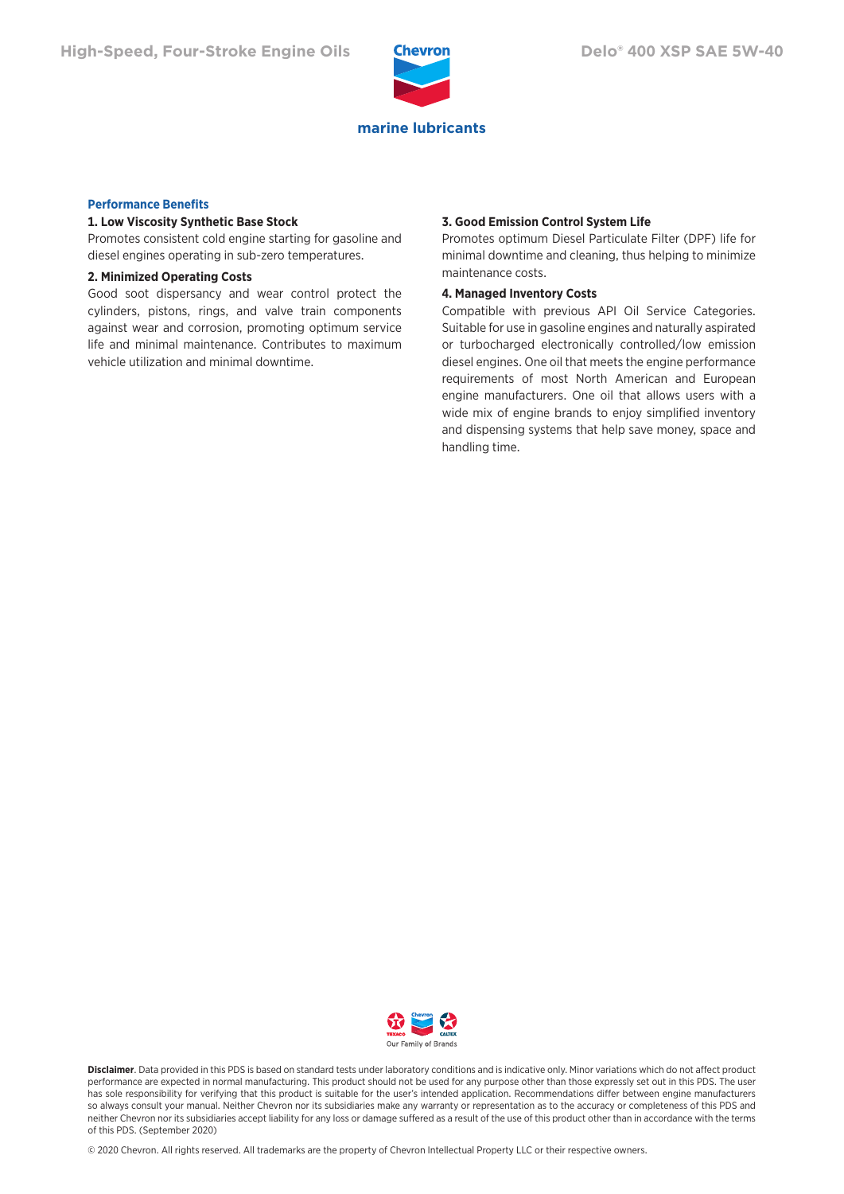## Performance Benefits

**1. Low Viscosity Synthetic Base Stock**

Promotes consistent cold engine starting for gasoline and diesel engines operating in sub-zero temperatures.

**2. Minimized Operating Costs**

Good soot dispersancy and wear control protect the cylinders, pistons, rings, and valve train components against wear and corrosion, promoting optimum service life and minimal maintenance. Contributes to maximum vehicle utilization and minimal downtime.

**3. Good Emission Control System Life**

Promotes optimum Diesel Particulate Filter (DPF) life for minimal downtime and cleaning, thus helping to minimize maintenance costs.

**4. Managed Inventory Costs**

Compatible with previous API Oil Service Categories. Suitable for use in gasoline engines and naturally aspirated or turbocharged electronically controlled/low emission diesel engines. One oil that meets the engine performance requirements of most North American and European engine manufacturers. One oil that allows users with a wide mix of engine brands to enjoy simplified inventory and dispensing systems that help save money, space and handling time.

Our Family of Brands

**Disclaimer**. Data provided in this PDS is based on standard tests under laboratory conditions and is indicative only. Minor variations which do not affect product performance are expected in normal manufacturing. This product should not be used for any purpose other than those expressly set out in this PDS. The user has sole responsibility for verifying that this product is suitable for the user's intended application. Recommendations differ between engine manufacturers so always consult your manual. Neither Chevron nor its subsidiaries make any warranty or representation as to the accuracy or completeness of this PDS and neither Chevron nor its subsidiaries accept liability for any loss or damage suffered as a result of the use of this product other than in accordance with the terms of this PDS. (September 2020)

© 2020 Chevron. All rights reserved. All trademarks are the property of Chevron Intellectual Property LLC or their respective owners.